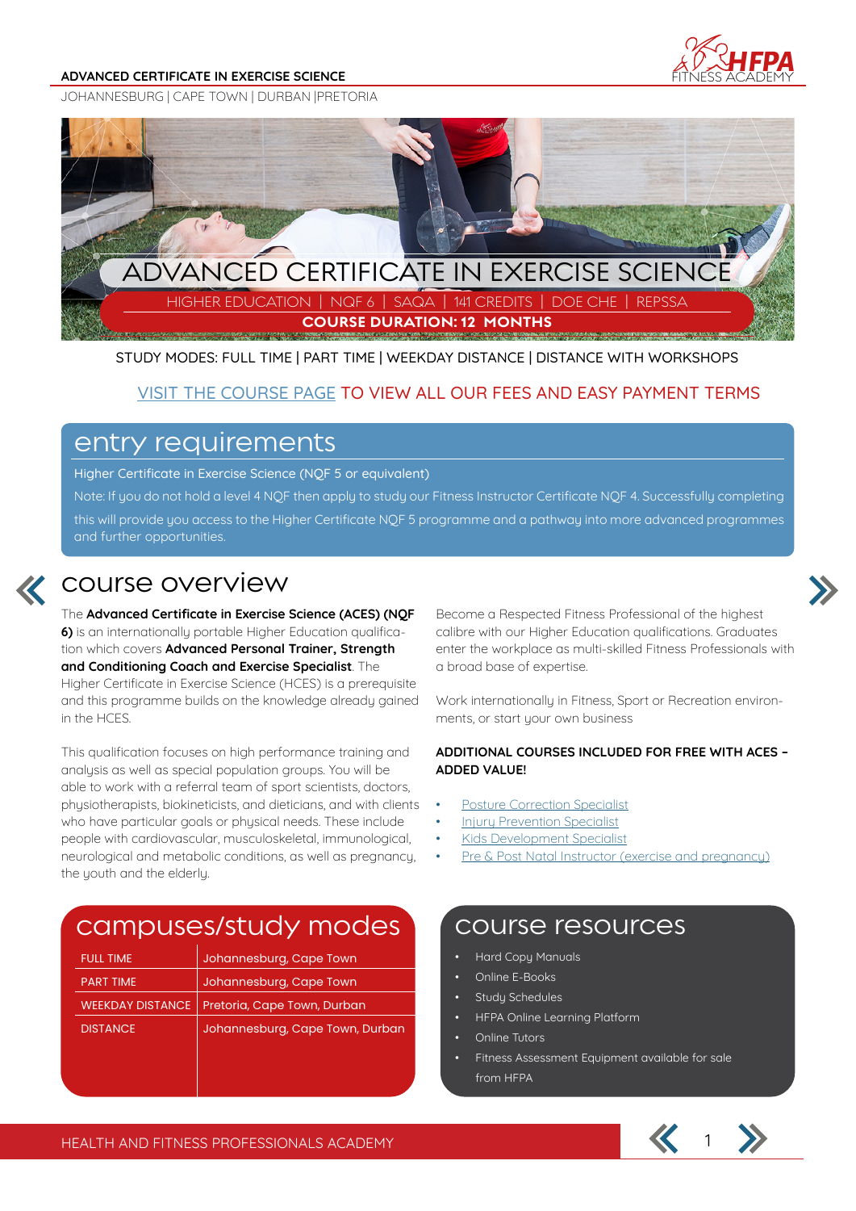**ADVANCED CERTIFICATE IN EXERCISE SCIENCE**

JOHANNESBURG | CAPE TOWN | DURBAN |PRETORIA

# ADVANCED CERTIFICATE IN EXERCISE SCIENCE

HIGHER EDUCATION | NQF 6 | SAQA | 141 CREDITS | DOE CHE | REPSSA

**COURSE DURATION: 12 MONTHS**

STUDY MODES: FULL TIME | PART TIME | WEEKDAY DISTANCE | DISTANCE WITH WORKSHOPS

VISIT THE COURSE PAGE TO VIEW ALL OUR FEES AND EASY PAYMENT TERMS

## entry requirements

Higher Certificate in Exercise Science (NQF 5 or equivalent)

Note: If you do not hold a level 4 NQF then apply to study our Fitness Instructor Certificate NQF 4. Successfully completing this will provide you access to the Higher Certificate NQF 5 programme and a pathway into more advanced programmes and further opportunities.

## course overview

The **Advanced Certificate in Exercise Science (ACES) (NQF 6)** is an internationally portable Higher Education qualification which covers **Advanced Personal Trainer, Strength and Conditioning Coach and Exercise Specialist**. The Higher Certificate in Exercise Science (HCES) is a prerequisite and this programme builds on the knowledge already gained in the HCES.

This qualification focuses on high performance training and analysis as well as special population groups. You will be able to work with a referral team of sport scientists, doctors, physiotherapists, biokineticists, and dieticians, and with clients who have particular goals or physical needs. These include people with cardiovascular, musculoskeletal, immunological, neurological and metabolic conditions, as well as pregnancy, the youth and the elderly.

Become a Respected Fitness Professional of the highest calibre with our Higher Education qualifications. Graduates enter the workplace as multi-skilled Fitness Professionals with a broad base of expertise.

Work internationally in Fitness, Sport or Recreation environments, or start your own business

**ADDITIONAL COURSES INCLUDED FOR FREE WITH ACES – ADDED VALUE!**

- Posture Correction Specialist
- Injury Prevention Specialist
- Kids Development Specialist
- Pre & Post Natal Instructor (exercise and pregnancy)

## campuses/study modes

| | |
|---|---|
| FULL TIME | Johannesburg, Cape Town |
| PART TIME | Johannesburg, Cape Town |
| WEEKDAY DISTANCE | Pretoria, Cape Town, Durban |
| DISTANCE | Johannesburg, Cape Town, Durban |

## course resources

- Hard Copy Manuals
- Online E-Books
- Study Schedules
- HFPA Online Learning Platform
- Online Tutors
- Fitness Assessment Equipment available for sale from HFPA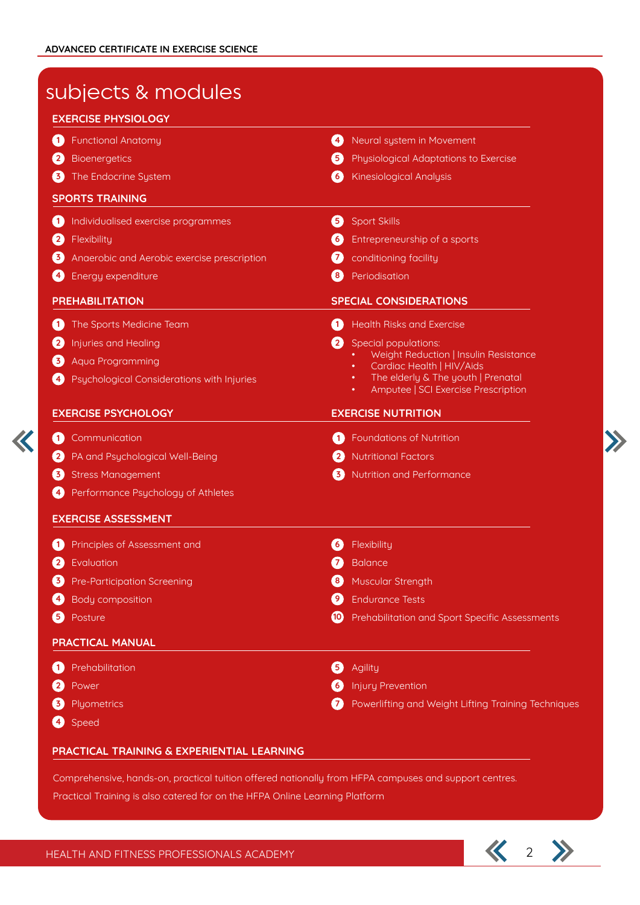# subjects & modules

## EXERCISE PHYSIOLOGY

1. Functional Anatomy
2. Bioenergetics
3. The Endocrine System
4. Neural system in Movement
5. Physiological Adaptations to Exercise
6. Kinesiological Analysis

## SPORTS TRAINING

1. Individualised exercise programmes
2. Flexibility
3. Anaerobic and Aerobic exercise prescription
4. Energy expenditure
5. Sport Skills
6. Entrepreneurship of a sports
7. conditioning facility
8. Periodisation

## PREHABILITATION

1. The Sports Medicine Team
2. Injuries and Healing
3. Aqua Programming
4. Psychological Considerations with Injuries

## SPECIAL CONSIDERATIONS

1. Health Risks and Exercise
2. Special populations:
   - Weight Reduction | Insulin Resistance
   - Cardiac Health | HIV/Aids
   - The elderly & The youth | Prenatal
   - Amputee | SCI Exercise Prescription

## EXERCISE PSYCHOLOGY

1. Communication
2. PA and Psychological Well-Being
3. Stress Management
4. Performance Psychology of Athletes

## EXERCISE NUTRITION

1. Foundations of Nutrition
2. Nutritional Factors
3. Nutrition and Performance

## EXERCISE ASSESSMENT

1. Principles of Assessment and
2. Evaluation
3. Pre-Participation Screening
4. Body composition
5. Posture
6. Flexibility
7. Balance
8. Muscular Strength
9. Endurance Tests
10. Prehabilitation and Sport Specific Assessments

## PRACTICAL MANUAL

1. Prehabilitation
2. Power
3. Plyometrics
4. Speed
5. Agility
6. Injury Prevention
7. Powerlifting and Weight Lifting Training Techniques

## PRACTICAL TRAINING & EXPERIENTIAL LEARNING

Comprehensive, hands-on, practical tuition offered nationally from HFPA campuses and support centres.

Practical Training is also catered for on the HFPA Online Learning Platform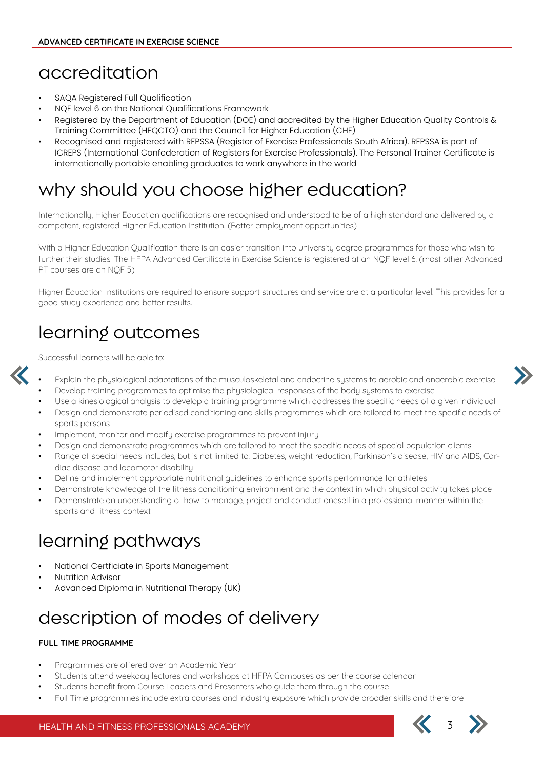## accreditation

- SAQA Registered Full Qualification
- NQF level 6 on the National Qualifications Framework
- Registered by the Department of Education (DOE) and accredited by the Higher Education Quality Controls & Training Committee (HEQCTO) and the Council for Higher Education (CHE)
- Recognised and registered with REPSSA (Register of Exercise Professionals South Africa). REPSSA is part of ICREPS (International Confederation of Registers for Exercise Professionals). The Personal Trainer Certificate is internationally portable enabling graduates to work anywhere in the world

## why should you choose higher education?

Internationally, Higher Education qualifications are recognised and understood to be of a high standard and delivered by a competent, registered Higher Education Institution. (Better employment opportunities)

With a Higher Education Qualification there is an easier transition into university degree programmes for those who wish to further their studies. The HFPA Advanced Certificate in Exercise Science is registered at an NQF level 6. (most other Advanced PT courses are on NQF 5)

Higher Education Institutions are required to ensure support structures and service are at a particular level. This provides for a good study experience and better results.

## learning outcomes

Successful learners will be able to:

- Explain the physiological adaptations of the musculoskeletal and endocrine systems to aerobic and anaerobic exercise
- Develop training programmes to optimise the physiological responses of the body systems to exercise
- Use a kinesiological analysis to develop a training programme which addresses the specific needs of a given individual
- Design and demonstrate periodised conditioning and skills programmes which are tailored to meet the specific needs of sports persons
- Implement, monitor and modify exercise programmes to prevent injury
- Design and demonstrate programmes which are tailored to meet the specific needs of special population clients
- Range of special needs includes, but is not limited to: Diabetes, weight reduction, Parkinson's disease, HIV and AIDS, Cardiac disease and locomotor disability
- Define and implement appropriate nutritional guidelines to enhance sports performance for athletes
- Demonstrate knowledge of the fitness conditioning environment and the context in which physical activity takes place
- Demonstrate an understanding of how to manage, project and conduct oneself in a professional manner within the sports and fitness context

## learning pathways

- National Certficiate in Sports Management
- Nutrition Advisor
- Advanced Diploma in Nutritional Therapy (UK)

## description of modes of delivery

**FULL TIME PROGRAMME**

- Programmes are offered over an Academic Year
- Students attend weekday lectures and workshops at HFPA Campuses as per the course calendar
- Students benefit from Course Leaders and Presenters who guide them through the course
- Full Time programmes include extra courses and industry exposure which provide broader skills and therefore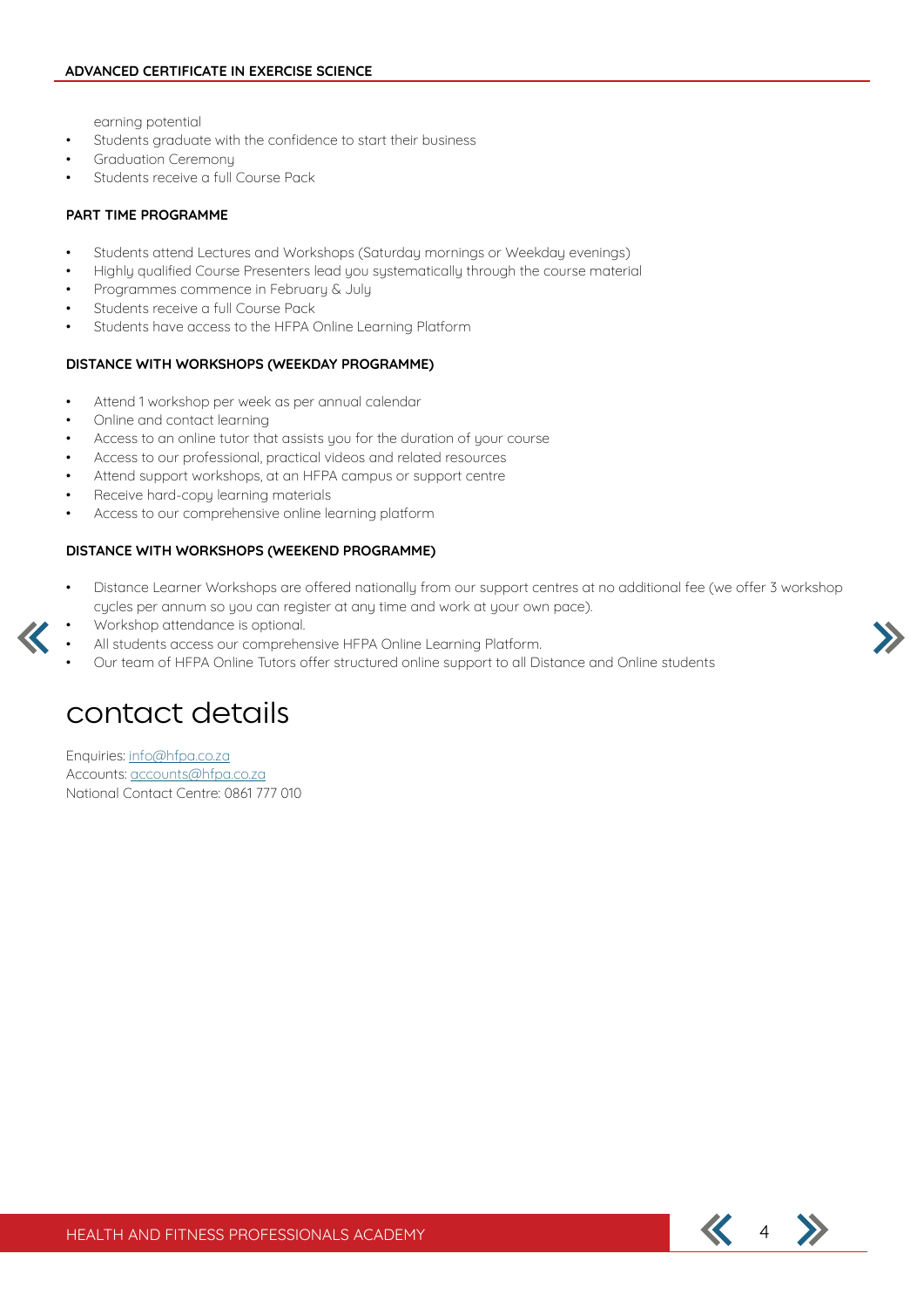earning potential

- Students graduate with the confidence to start their business
- Graduation Ceremony
- Students receive a full Course Pack

**PART TIME PROGRAMME**

- Students attend Lectures and Workshops (Saturday mornings or Weekday evenings)
- Highly qualified Course Presenters lead you systematically through the course material
- Programmes commence in February & July
- Students receive a full Course Pack
- Students have access to the HFPA Online Learning Platform

**DISTANCE WITH WORKSHOPS (WEEKDAY PROGRAMME)**

- Attend 1 workshop per week as per annual calendar
- Online and contact learning
- Access to an online tutor that assists you for the duration of your course
- Access to our professional, practical videos and related resources
- Attend support workshops, at an HFPA campus or support centre
- Receive hard-copy learning materials
- Access to our comprehensive online learning platform

**DISTANCE WITH WORKSHOPS (WEEKEND PROGRAMME)**

- Distance Learner Workshops are offered nationally from our support centres at no additional fee (we offer 3 workshop cycles per annum so you can register at any time and work at your own pace).
- Workshop attendance is optional.
- All students access our comprehensive HFPA Online Learning Platform.
- Our team of HFPA Online Tutors offer structured online support to all Distance and Online students

# contact details

Enquiries: info@hfpa.co.za
Accounts: accounts@hfpa.co.za
National Contact Centre: 0861 777 010